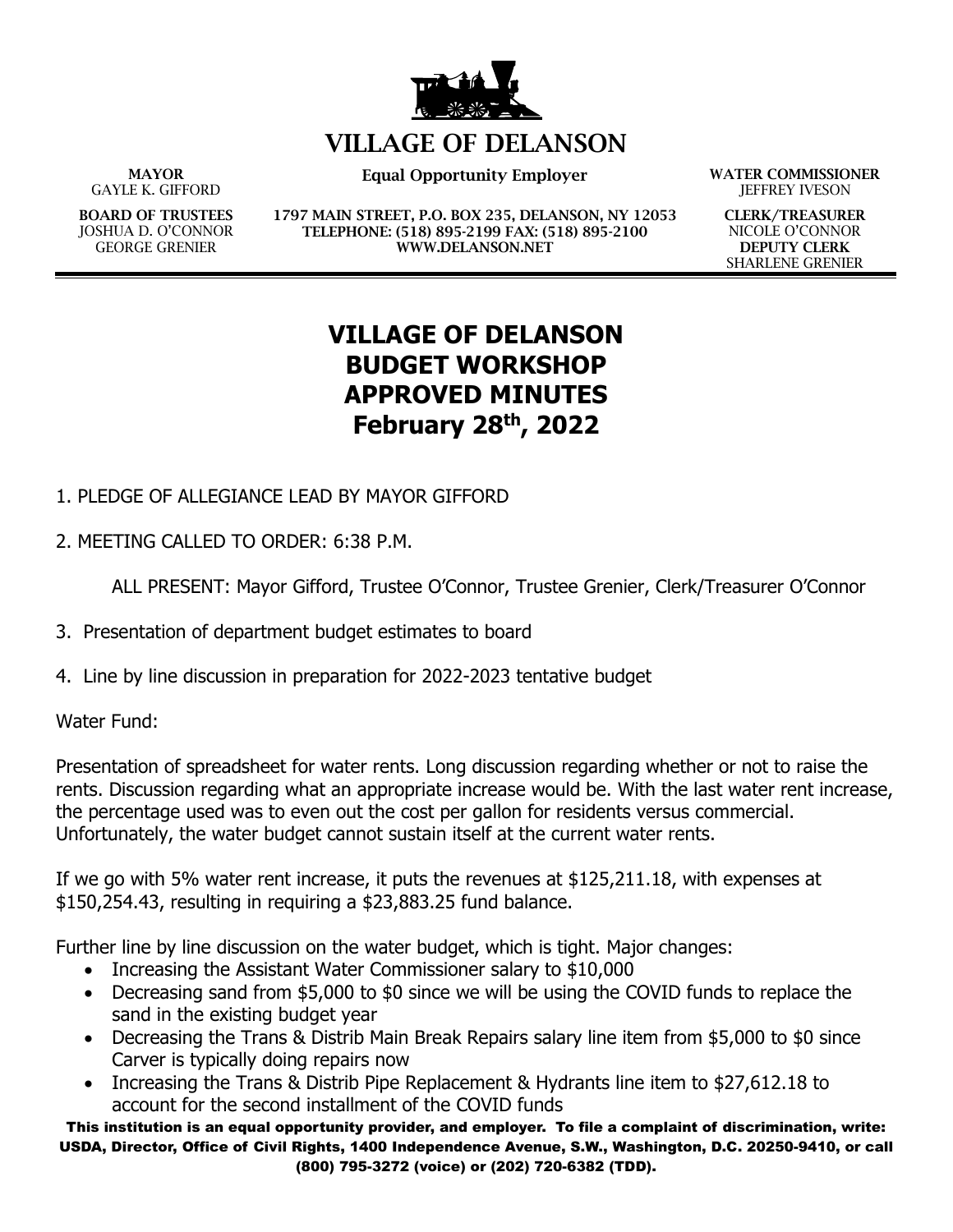# VILLAGE OF DELANSON

**MAYOR**
GAYLE K. GIFFORD

**Equal Opportunity Employer**

**WATER COMMISSIONER**
JEFFREY IVESON

**BOARD OF TRUSTEES**
JOSHUA D. O'CONNOR
GEORGE GRENIER

**1797 MAIN STREET, P.O. BOX 235, DELANSON, NY 12053**
**TELEPHONE: (518) 895-2199 FAX: (518) 895-2100**
**WWW.DELANSON.NET**

**CLERK/TREASURER**
NICOLE O'CONNOR
**DEPUTY CLERK**
SHARLENE GRENIER

# VILLAGE OF DELANSON
# BUDGET WORKSHOP
# APPROVED MINUTES
# February 28th, 2022

1. PLEDGE OF ALLEGIANCE LEAD BY MAYOR GIFFORD

2. MEETING CALLED TO ORDER: 6:38 P.M.

   ALL PRESENT: Mayor Gifford, Trustee O'Connor, Trustee Grenier, Clerk/Treasurer O'Connor

3. Presentation of department budget estimates to board

4. Line by line discussion in preparation for 2022-2023 tentative budget

Water Fund:

Presentation of spreadsheet for water rents. Long discussion regarding whether or not to raise the rents. Discussion regarding what an appropriate increase would be. With the last water rent increase, the percentage used was to even out the cost per gallon for residents versus commercial. Unfortunately, the water budget cannot sustain itself at the current water rents.

If we go with 5% water rent increase, it puts the revenues at $125,211.18, with expenses at $150,254.43, resulting in requiring a $23,883.25 fund balance.

Further line by line discussion on the water budget, which is tight. Major changes:

- Increasing the Assistant Water Commissioner salary to $10,000
- Decreasing sand from $5,000 to $0 since we will be using the COVID funds to replace the sand in the existing budget year
- Decreasing the Trans & Distrib Main Break Repairs salary line item from $5,000 to $0 since Carver is typically doing repairs now
- Increasing the Trans & Distrib Pipe Replacement & Hydrants line item to $27,612.18 to account for the second installment of the COVID funds

**This institution is an equal opportunity provider, and employer. To file a complaint of discrimination, write: USDA, Director, Office of Civil Rights, 1400 Independence Avenue, S.W., Washington, D.C. 20250-9410, or call (800) 795-3272 (voice) or (202) 720-6382 (TDD).**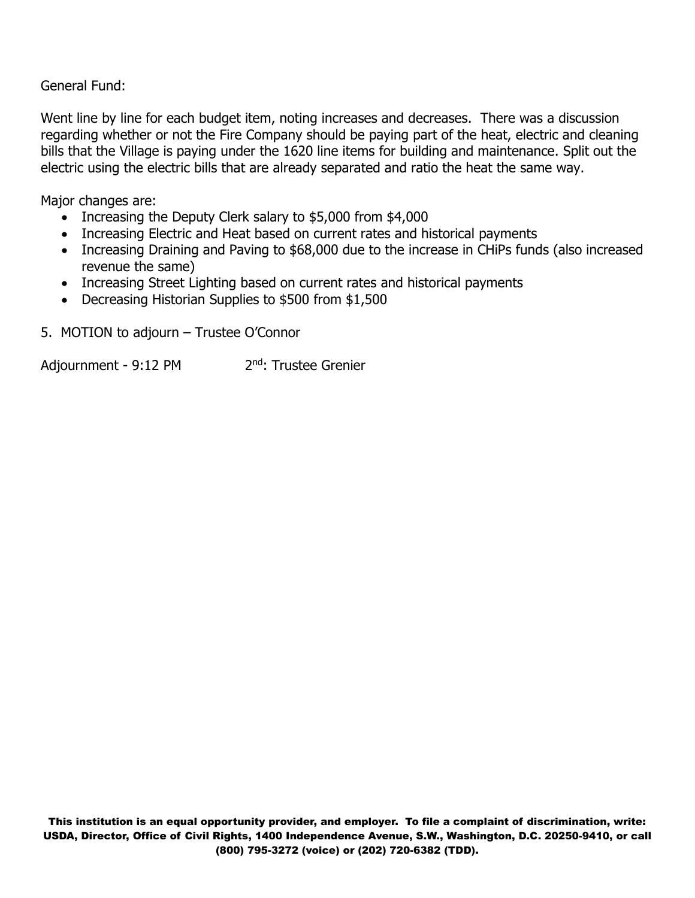General Fund:

Went line by line for each budget item, noting increases and decreases. There was a discussion regarding whether or not the Fire Company should be paying part of the heat, electric and cleaning bills that the Village is paying under the 1620 line items for building and maintenance. Split out the electric using the electric bills that are already separated and ratio the heat the same way.

Major changes are:

- Increasing the Deputy Clerk salary to $5,000 from $4,000
- Increasing Electric and Heat based on current rates and historical payments
- Increasing Draining and Paving to $68,000 due to the increase in CHiPs funds (also increased revenue the same)
- Increasing Street Lighting based on current rates and historical payments
- Decreasing Historian Supplies to $500 from $1,500

5. MOTION to adjourn – Trustee O'Connor

Adjournment - 9:12 PM 2nd: Trustee Grenier

**This institution is an equal opportunity provider, and employer. To file a complaint of discrimination, write: USDA, Director, Office of Civil Rights, 1400 Independence Avenue, S.W., Washington, D.C. 20250-9410, or call (800) 795-3272 (voice) or (202) 720-6382 (TDD).**